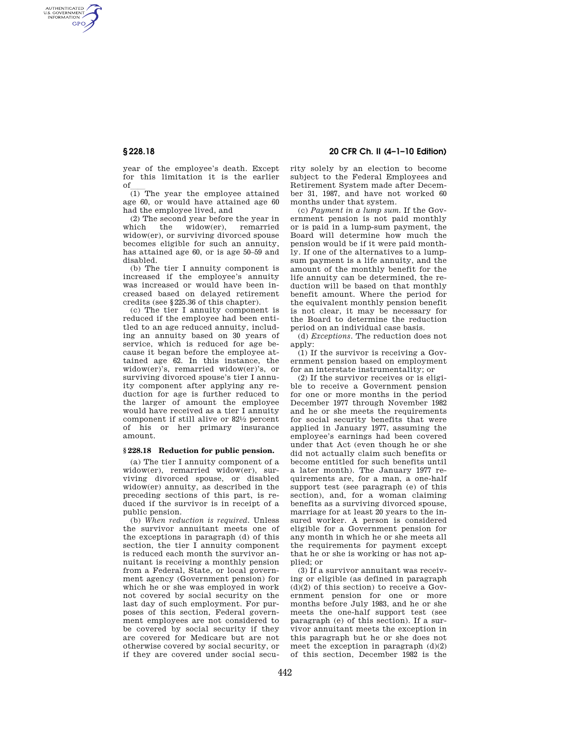year of the employee's death. Except for this limitation it is the earlier of—

(1) The year the employee attained age 60, or would have attained age 60 had the employee lived, and

(2) The second year before the year in which the widow(er), remarried widow(er), or surviving divorced spouse becomes eligible for such an annuity, has attained age 60, or is age 50–59 and disabled.

(b) The tier I annuity component is increased if the employee's annuity was increased or would have been increased based on delayed retirement credits (see §225.36 of this chapter).

(c) The tier I annuity component is reduced if the employee had been entitled to an age reduced annuity, including an annuity based on 30 years of service, which is reduced for age because it began before the employee attained age 62. In this instance, the widow(er)'s, remarried widow(er)'s, or surviving divorced spouse's tier I annuity component after applying any reduction for age is further reduced to the larger of amount the employee would have received as a tier I annuity component if still alive or 82½ percent of his or her primary insurance amount.

### §228.18 Reduction for public pension.

(a) The tier I annuity component of a widow(er), remarried widow(er), surviving divorced spouse, or disabled widow(er) annuity, as described in the preceding sections of this part, is reduced if the survivor is in receipt of a public pension.

(b) *When reduction is required.* Unless the survivor annuitant meets one of the exceptions in paragraph (d) of this section, the tier I annuity component is reduced each month the survivor annuitant is receiving a monthly pension from a Federal, State, or local government agency (Government pension) for which he or she was employed in work not covered by social security on the last day of such employment. For purposes of this section, Federal government employees are not considered to be covered by social security if they are covered for Medicare but are not otherwise covered by social security, or if they are covered under social security solely by an election to become subject to the Federal Employees and Retirement System made after December 31, 1987, and have not worked 60 months under that system.

(c) *Payment in a lump sum.* If the Government pension is not paid monthly or is paid in a lump-sum payment, the Board will determine how much the pension would be if it were paid monthly. If one of the alternatives to a lump-sum payment is a life annuity, and the amount of the monthly benefit for the life annuity can be determined, the reduction will be based on that monthly benefit amount. Where the period for the equivalent monthly pension benefit is not clear, it may be necessary for the Board to determine the reduction period on an individual case basis.

(d) *Exceptions.* The reduction does not apply:

(1) If the survivor is receiving a Government pension based on employment for an interstate instrumentality; or

(2) If the survivor receives or is eligible to receive a Government pension for one or more months in the period December 1977 through November 1982 and he or she meets the requirements for social security benefits that were applied in January 1977, assuming the employee's earnings had been covered under that Act (even though he or she did not actually claim such benefits or become entitled for such benefits until a later month). The January 1977 requirements are, for a man, a one-half support test (see paragraph (e) of this section), and, for a woman claiming benefits as a surviving divorced spouse, marriage for at least 20 years to the insured worker. A person is considered eligible for a Government pension for any month in which he or she meets all the requirements for payment except that he or she is working or has not applied; or

(3) If a survivor annuitant was receiving or eligible (as defined in paragraph (d)(2) of this section) to receive a Government pension for one or more months before July 1983, and he or she meets the one-half support test (see paragraph (e) of this section). If a survivor annuitant meets the exception in this paragraph but he or she does not meet the exception in paragraph (d)(2) of this section, December 1982 is the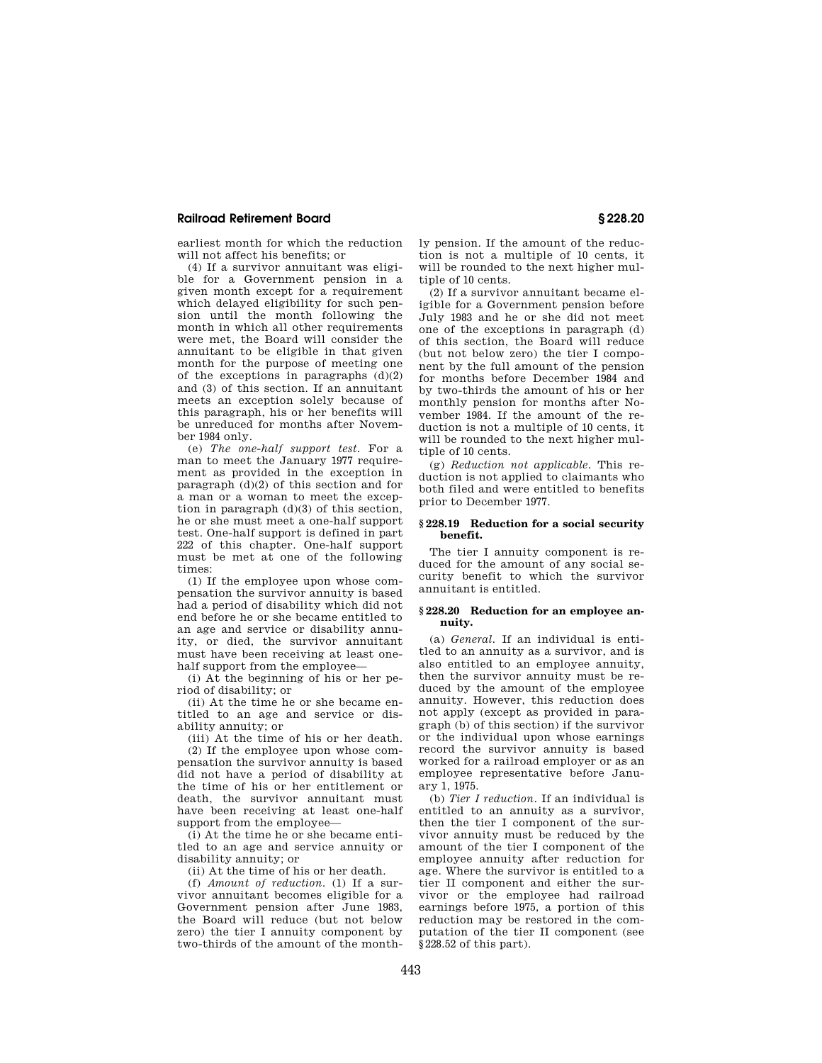earliest month for which the reduction will not affect his benefits; or

(4) If a survivor annuitant was eligible for a Government pension in a given month except for a requirement which delayed eligibility for such pension until the month following the month in which all other requirements were met, the Board will consider the annuitant to be eligible in that given month for the purpose of meeting one of the exceptions in paragraphs (d)(2) and (3) of this section. If an annuitant meets an exception solely because of this paragraph, his or her benefits will be unreduced for months after November 1984 only.

(e) *The one-half support test.* For a man to meet the January 1977 requirement as provided in the exception in paragraph (d)(2) of this section and for a man or a woman to meet the exception in paragraph (d)(3) of this section, he or she must meet a one-half support test. One-half support is defined in part 222 of this chapter. One-half support must be met at one of the following times:

(1) If the employee upon whose compensation the survivor annuity is based had a period of disability which did not end before he or she became entitled to an age and service or disability annuity, or died, the survivor annuitant must have been receiving at least one-half support from the employee—

(i) At the beginning of his or her period of disability; or

(ii) At the time he or she became entitled to an age and service or disability annuity; or

(iii) At the time of his or her death.

(2) If the employee upon whose compensation the survivor annuity is based did not have a period of disability at the time of his or her entitlement or death, the survivor annuitant must have been receiving at least one-half support from the employee—

(i) At the time he or she became entitled to an age and service annuity or disability annuity; or

(ii) At the time of his or her death.

(f) *Amount of reduction.* (1) If a survivor annuitant becomes eligible for a Government pension after June 1983, the Board will reduce (but not below zero) the tier I annuity component by two-thirds of the amount of the monthly pension. If the amount of the reduction is not a multiple of 10 cents, it will be rounded to the next higher multiple of 10 cents.

(2) If a survivor annuitant became eligible for a Government pension before July 1983 and he or she did not meet one of the exceptions in paragraph (d) of this section, the Board will reduce (but not below zero) the tier I component by the full amount of the pension for months before December 1984 and by two-thirds the amount of his or her monthly pension for months after November 1984. If the amount of the reduction is not a multiple of 10 cents, it will be rounded to the next higher multiple of 10 cents.

(g) *Reduction not applicable.* This reduction is not applied to claimants who both filed and were entitled to benefits prior to December 1977.

### § 228.19 Reduction for a social security benefit.

The tier I annuity component is reduced for the amount of any social security benefit to which the survivor annuitant is entitled.

### § 228.20 Reduction for an employee annuity.

(a) *General.* If an individual is entitled to an annuity as a survivor, and is also entitled to an employee annuity, then the survivor annuity must be reduced by the amount of the employee annuity. However, this reduction does not apply (except as provided in paragraph (b) of this section) if the survivor or the individual upon whose earnings record the survivor annuity is based worked for a railroad employer or as an employee representative before January 1, 1975.

(b) *Tier I reduction.* If an individual is entitled to an annuity as a survivor, then the tier I component of the survivor annuity must be reduced by the amount of the tier I component of the employee annuity after reduction for age. Where the survivor is entitled to a tier II component and either the survivor or the employee had railroad earnings before 1975, a portion of this reduction may be restored in the computation of the tier II component (see § 228.52 of this part).